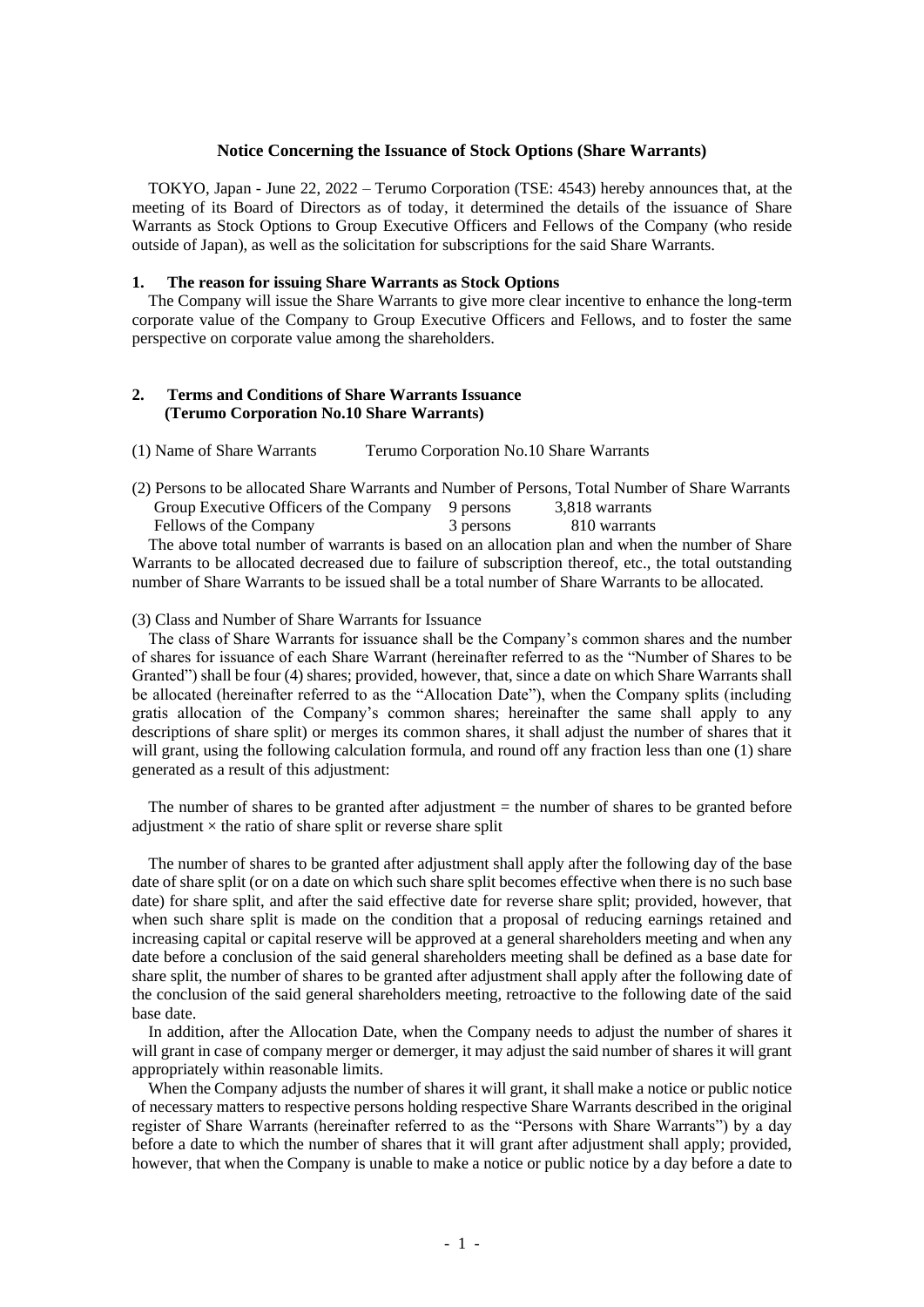# Notice Concerning the Issuance of Stock Options (Share Warrants)

TOKYO, Japan - June 22, 2022 – Terumo Corporation (TSE: 4543) hereby announces that, at the meeting of its Board of Directors as of today, it determined the details of the issuance of Share Warrants as Stock Options to Group Executive Officers and Fellows of the Company (who reside outside of Japan), as well as the solicitation for subscriptions for the said Share Warrants.

## 1. The reason for issuing Share Warrants as Stock Options

The Company will issue the Share Warrants to give more clear incentive to enhance the long-term corporate value of the Company to Group Executive Officers and Fellows, and to foster the same perspective on corporate value among the shareholders.

## 2. Terms and Conditions of Share Warrants Issuance (Terumo Corporation No.10 Share Warrants)

(1) Name of Share Warrants　　Terumo Corporation No.10 Share Warrants

(2) Persons to be allocated Share Warrants and Number of Persons, Total Number of Share Warrants

| | | |
|---|---|---|
| Group Executive Officers of the Company | 9 persons | 3,818 warrants |
| Fellows of the Company | 3 persons | 810 warrants |

The above total number of warrants is based on an allocation plan and when the number of Share Warrants to be allocated decreased due to failure of subscription thereof, etc., the total outstanding number of Share Warrants to be issued shall be a total number of Share Warrants to be allocated.

(3) Class and Number of Share Warrants for Issuance

The class of Share Warrants for issuance shall be the Company's common shares and the number of shares for issuance of each Share Warrant (hereinafter referred to as the "Number of Shares to be Granted") shall be four (4) shares; provided, however, that, since a date on which Share Warrants shall be allocated (hereinafter referred to as the "Allocation Date"), when the Company splits (including gratis allocation of the Company's common shares; hereinafter the same shall apply to any descriptions of share split) or merges its common shares, it shall adjust the number of shares that it will grant, using the following calculation formula, and round off any fraction less than one (1) share generated as a result of this adjustment:

The number of shares to be granted after adjustment = the number of shares to be granted before adjustment × the ratio of share split or reverse share split

The number of shares to be granted after adjustment shall apply after the following day of the base date of share split (or on a date on which such share split becomes effective when there is no such base date) for share split, and after the said effective date for reverse share split; provided, however, that when such share split is made on the condition that a proposal of reducing earnings retained and increasing capital or capital reserve will be approved at a general shareholders meeting and when any date before a conclusion of the said general shareholders meeting shall be defined as a base date for share split, the number of shares to be granted after adjustment shall apply after the following date of the conclusion of the said general shareholders meeting, retroactive to the following date of the said base date.

In addition, after the Allocation Date, when the Company needs to adjust the number of shares it will grant in case of company merger or demerger, it may adjust the said number of shares it will grant appropriately within reasonable limits.

When the Company adjusts the number of shares it will grant, it shall make a notice or public notice of necessary matters to respective persons holding respective Share Warrants described in the original register of Share Warrants (hereinafter referred to as the "Persons with Share Warrants") by a day before a date to which the number of shares that it will grant after adjustment shall apply; provided, however, that when the Company is unable to make a notice or public notice by a day before a date to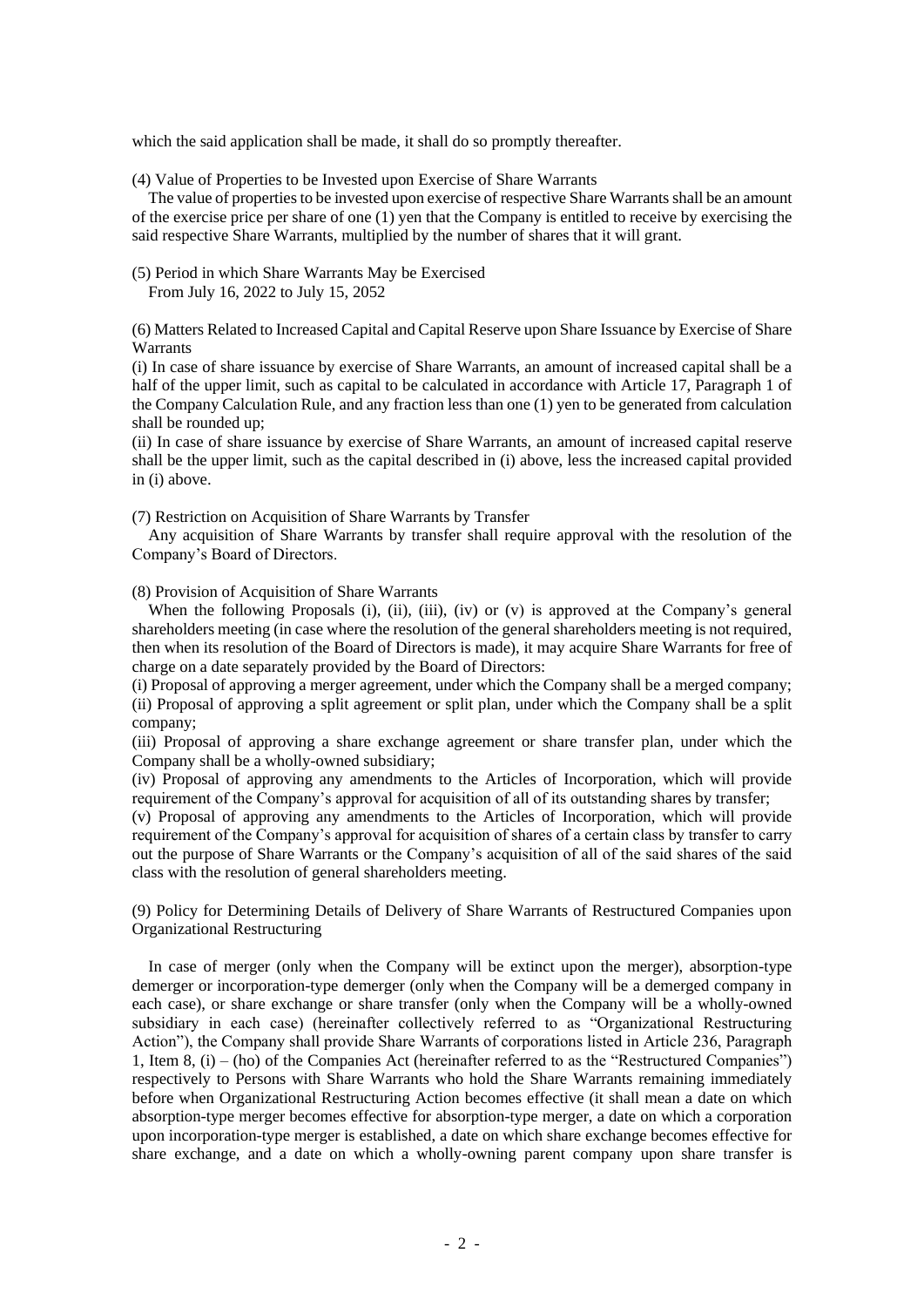which the said application shall be made, it shall do so promptly thereafter.

(4) Value of Properties to be Invested upon Exercise of Share Warrants

The value of properties to be invested upon exercise of respective Share Warrants shall be an amount of the exercise price per share of one (1) yen that the Company is entitled to receive by exercising the said respective Share Warrants, multiplied by the number of shares that it will grant.

(5) Period in which Share Warrants May be Exercised

From July 16, 2022 to July 15, 2052

(6) Matters Related to Increased Capital and Capital Reserve upon Share Issuance by Exercise of Share Warrants

(i) In case of share issuance by exercise of Share Warrants, an amount of increased capital shall be a half of the upper limit, such as capital to be calculated in accordance with Article 17, Paragraph 1 of the Company Calculation Rule, and any fraction less than one (1) yen to be generated from calculation shall be rounded up;

(ii) In case of share issuance by exercise of Share Warrants, an amount of increased capital reserve shall be the upper limit, such as the capital described in (i) above, less the increased capital provided in (i) above.

(7) Restriction on Acquisition of Share Warrants by Transfer

Any acquisition of Share Warrants by transfer shall require approval with the resolution of the Company's Board of Directors.

(8) Provision of Acquisition of Share Warrants

When the following Proposals (i), (ii), (iii), (iv) or (v) is approved at the Company's general shareholders meeting (in case where the resolution of the general shareholders meeting is not required, then when its resolution of the Board of Directors is made), it may acquire Share Warrants for free of charge on a date separately provided by the Board of Directors:

(i) Proposal of approving a merger agreement, under which the Company shall be a merged company;

(ii) Proposal of approving a split agreement or split plan, under which the Company shall be a split company;

(iii) Proposal of approving a share exchange agreement or share transfer plan, under which the Company shall be a wholly-owned subsidiary;

(iv) Proposal of approving any amendments to the Articles of Incorporation, which will provide requirement of the Company's approval for acquisition of all of its outstanding shares by transfer;

(v) Proposal of approving any amendments to the Articles of Incorporation, which will provide requirement of the Company's approval for acquisition of shares of a certain class by transfer to carry out the purpose of Share Warrants or the Company's acquisition of all of the said shares of the said class with the resolution of general shareholders meeting.

(9) Policy for Determining Details of Delivery of Share Warrants of Restructured Companies upon Organizational Restructuring

In case of merger (only when the Company will be extinct upon the merger), absorption-type demerger or incorporation-type demerger (only when the Company will be a demerged company in each case), or share exchange or share transfer (only when the Company will be a wholly-owned subsidiary in each case) (hereinafter collectively referred to as "Organizational Restructuring Action"), the Company shall provide Share Warrants of corporations listed in Article 236, Paragraph 1, Item 8, (i) – (ho) of the Companies Act (hereinafter referred to as the "Restructured Companies") respectively to Persons with Share Warrants who hold the Share Warrants remaining immediately before when Organizational Restructuring Action becomes effective (it shall mean a date on which absorption-type merger becomes effective for absorption-type merger, a date on which a corporation upon incorporation-type merger is established, a date on which share exchange becomes effective for share exchange, and a date on which a wholly-owning parent company upon share transfer is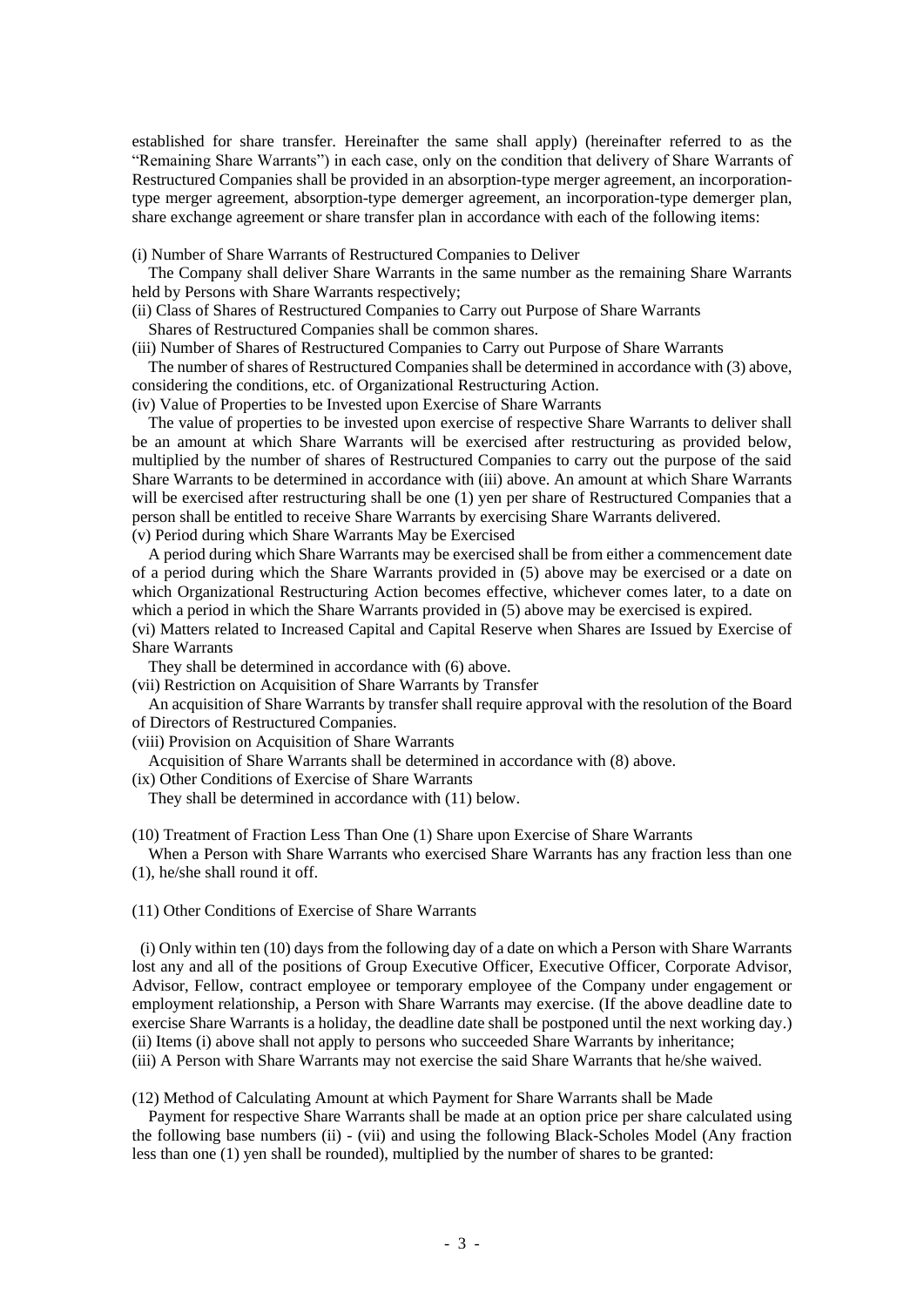established for share transfer. Hereinafter the same shall apply) (hereinafter referred to as the "Remaining Share Warrants") in each case, only on the condition that delivery of Share Warrants of Restructured Companies shall be provided in an absorption-type merger agreement, an incorporation-type merger agreement, absorption-type demerger agreement, an incorporation-type demerger plan, share exchange agreement or share transfer plan in accordance with each of the following items:

(i) Number of Share Warrants of Restructured Companies to Deliver

The Company shall deliver Share Warrants in the same number as the remaining Share Warrants held by Persons with Share Warrants respectively;

(ii) Class of Shares of Restructured Companies to Carry out Purpose of Share Warrants

Shares of Restructured Companies shall be common shares.

(iii) Number of Shares of Restructured Companies to Carry out Purpose of Share Warrants

The number of shares of Restructured Companies shall be determined in accordance with (3) above, considering the conditions, etc. of Organizational Restructuring Action.

(iv) Value of Properties to be Invested upon Exercise of Share Warrants

The value of properties to be invested upon exercise of respective Share Warrants to deliver shall be an amount at which Share Warrants will be exercised after restructuring as provided below, multiplied by the number of shares of Restructured Companies to carry out the purpose of the said Share Warrants to be determined in accordance with (iii) above. An amount at which Share Warrants will be exercised after restructuring shall be one (1) yen per share of Restructured Companies that a person shall be entitled to receive Share Warrants by exercising Share Warrants delivered.

(v) Period during which Share Warrants May be Exercised

A period during which Share Warrants may be exercised shall be from either a commencement date of a period during which the Share Warrants provided in (5) above may be exercised or a date on which Organizational Restructuring Action becomes effective, whichever comes later, to a date on which a period in which the Share Warrants provided in (5) above may be exercised is expired.

(vi) Matters related to Increased Capital and Capital Reserve when Shares are Issued by Exercise of Share Warrants

They shall be determined in accordance with (6) above.

(vii) Restriction on Acquisition of Share Warrants by Transfer

An acquisition of Share Warrants by transfer shall require approval with the resolution of the Board of Directors of Restructured Companies.

(viii) Provision on Acquisition of Share Warrants

Acquisition of Share Warrants shall be determined in accordance with (8) above.

(ix) Other Conditions of Exercise of Share Warrants

They shall be determined in accordance with (11) below.

(10) Treatment of Fraction Less Than One (1) Share upon Exercise of Share Warrants

When a Person with Share Warrants who exercised Share Warrants has any fraction less than one (1), he/she shall round it off.

(11) Other Conditions of Exercise of Share Warrants

(i) Only within ten (10) days from the following day of a date on which a Person with Share Warrants lost any and all of the positions of Group Executive Officer, Executive Officer, Corporate Advisor, Advisor, Fellow, contract employee or temporary employee of the Company under engagement or employment relationship, a Person with Share Warrants may exercise. (If the above deadline date to exercise Share Warrants is a holiday, the deadline date shall be postponed until the next working day.)

(ii) Items (i) above shall not apply to persons who succeeded Share Warrants by inheritance;

(iii) A Person with Share Warrants may not exercise the said Share Warrants that he/she waived.

(12) Method of Calculating Amount at which Payment for Share Warrants shall be Made

Payment for respective Share Warrants shall be made at an option price per share calculated using the following base numbers (ii) - (vii) and using the following Black-Scholes Model (Any fraction less than one (1) yen shall be rounded), multiplied by the number of shares to be granted: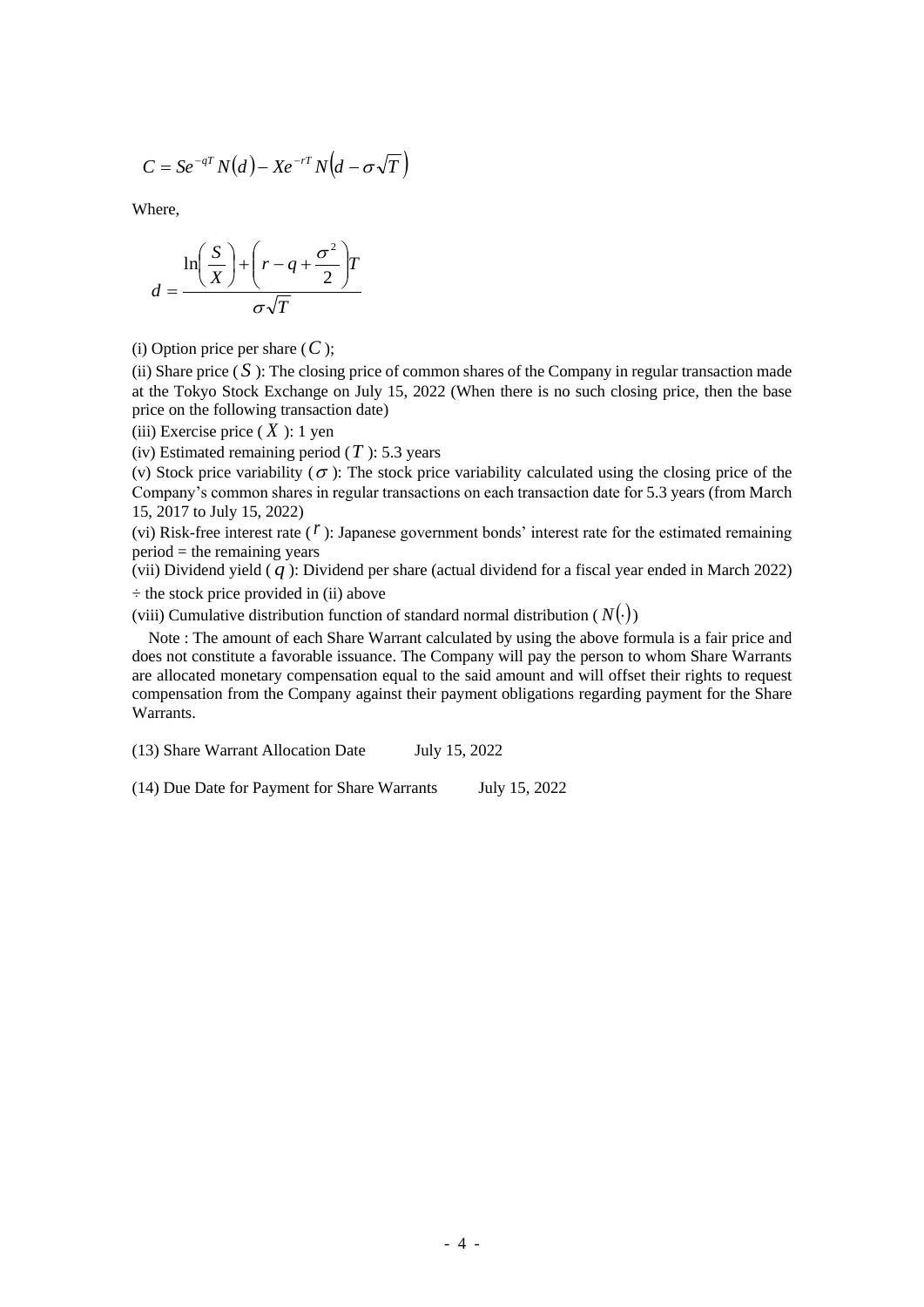$$C = Se^{-qT} N(d) - Xe^{-rT} N(d - \sigma\sqrt{T})$$

Where,

$$d = \frac{\ln\left(\frac{S}{X}\right) + \left(r - q + \frac{\sigma^2}{2}\right)T}{\sigma\sqrt{T}}$$

(i) Option price per share ($C$);

(ii) Share price ($S$): The closing price of common shares of the Company in regular transaction made at the Tokyo Stock Exchange on July 15, 2022 (When there is no such closing price, then the base price on the following transaction date)

(iii) Exercise price ($X$): 1 yen

(iv) Estimated remaining period ($T$): 5.3 years

(v) Stock price variability ($\sigma$): The stock price variability calculated using the closing price of the Company's common shares in regular transactions on each transaction date for 5.3 years (from March 15, 2017 to July 15, 2022)

(vi) Risk-free interest rate ($r$): Japanese government bonds' interest rate for the estimated remaining period = the remaining years

(vii) Dividend yield ($q$): Dividend per share (actual dividend for a fiscal year ended in March 2022) ÷ the stock price provided in (ii) above

(viii) Cumulative distribution function of standard normal distribution ($N(\cdot)$)

Note : The amount of each Share Warrant calculated by using the above formula is a fair price and does not constitute a favorable issuance. The Company will pay the person to whom Share Warrants are allocated monetary compensation equal to the said amount and will offset their rights to request compensation from the Company against their payment obligations regarding payment for the Share Warrants.

(13) Share Warrant Allocation Date July 15, 2022

(14) Due Date for Payment for Share Warrants July 15, 2022